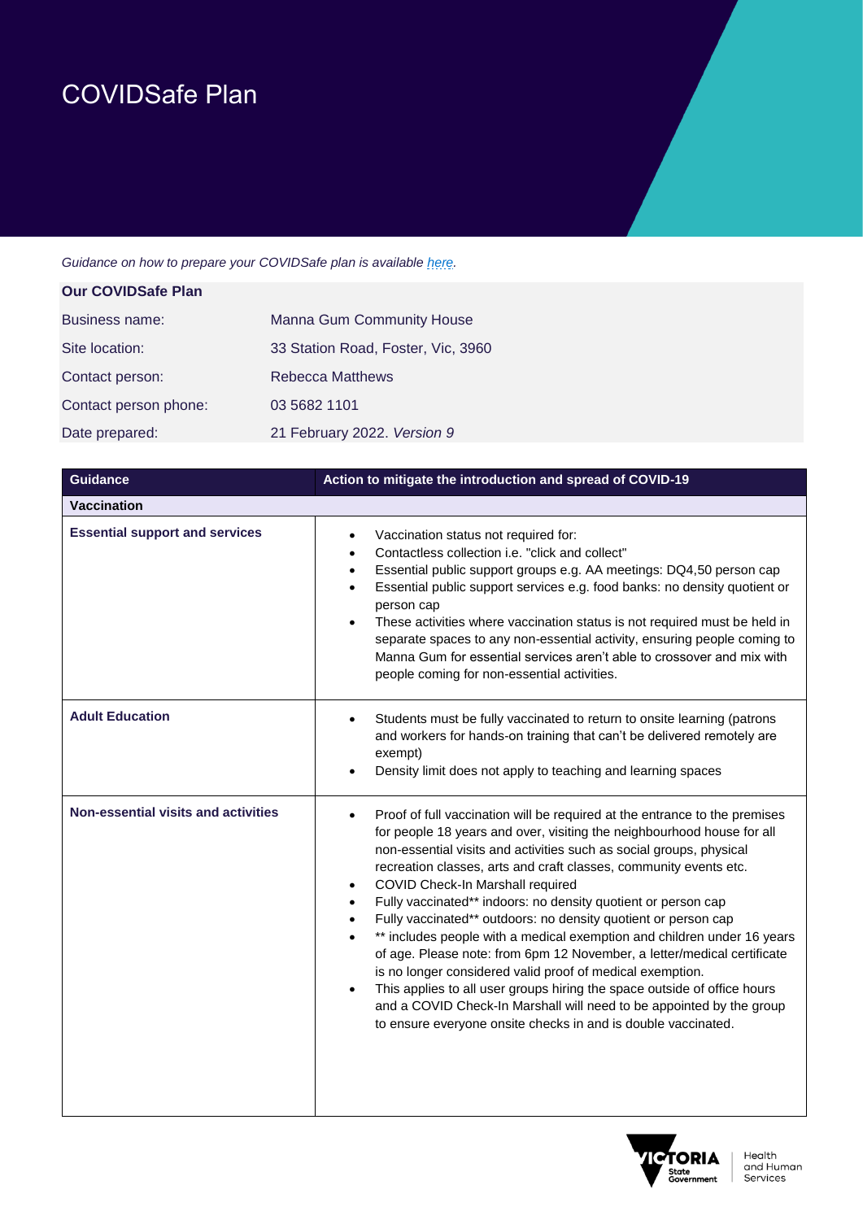# COVIDSafe Plan

*Guidance on how to prepare your COVIDSafe plan is available here.*

**Our COVIDSafe Plan**

| | |
|---|---|
| Business name: | Manna Gum Community House |
| Site location: | 33 Station Road, Foster, Vic, 3960 |
| Contact person: | Rebecca Matthews |
| Contact person phone: | 03 5682 1101 |
| Date prepared: | 21 February 2022. *Version 9* |

| Guidance | Action to mitigate the introduction and spread of COVID-19 |
|---|---|
| **Vaccination** | |
| **Essential support and services** | • Vaccination status not required for:<br>• Contactless collection i.e. "click and collect"<br>• Essential public support groups e.g. AA meetings: DQ4,50 person cap<br>• Essential public support services e.g. food banks: no density quotient or person cap<br>• These activities where vaccination status is not required must be held in separate spaces to any non-essential activity, ensuring people coming to Manna Gum for essential services aren't able to crossover and mix with people coming for non-essential activities. |
| **Adult Education** | • Students must be fully vaccinated to return to onsite learning (patrons and workers for hands-on training that can't be delivered remotely are exempt)<br>• Density limit does not apply to teaching and learning spaces |
| **Non-essential visits and activities** | • Proof of full vaccination will be required at the entrance to the premises for people 18 years and over, visiting the neighbourhood house for all non-essential visits and activities such as social groups, physical recreation classes, arts and craft classes, community events etc.<br>• COVID Check-In Marshall required<br>• Fully vaccinated** indoors: no density quotient or person cap<br>• Fully vaccinated** outdoors: no density quotient or person cap<br>• ** includes people with a medical exemption and children under 16 years of age. Please note: from 6pm 12 November, a letter/medical certificate is no longer considered valid proof of medical exemption.<br>• This applies to all user groups hiring the space outside of office hours and a COVID Check-In Marshall will need to be appointed by the group to ensure everyone onsite checks in and is double vaccinated. |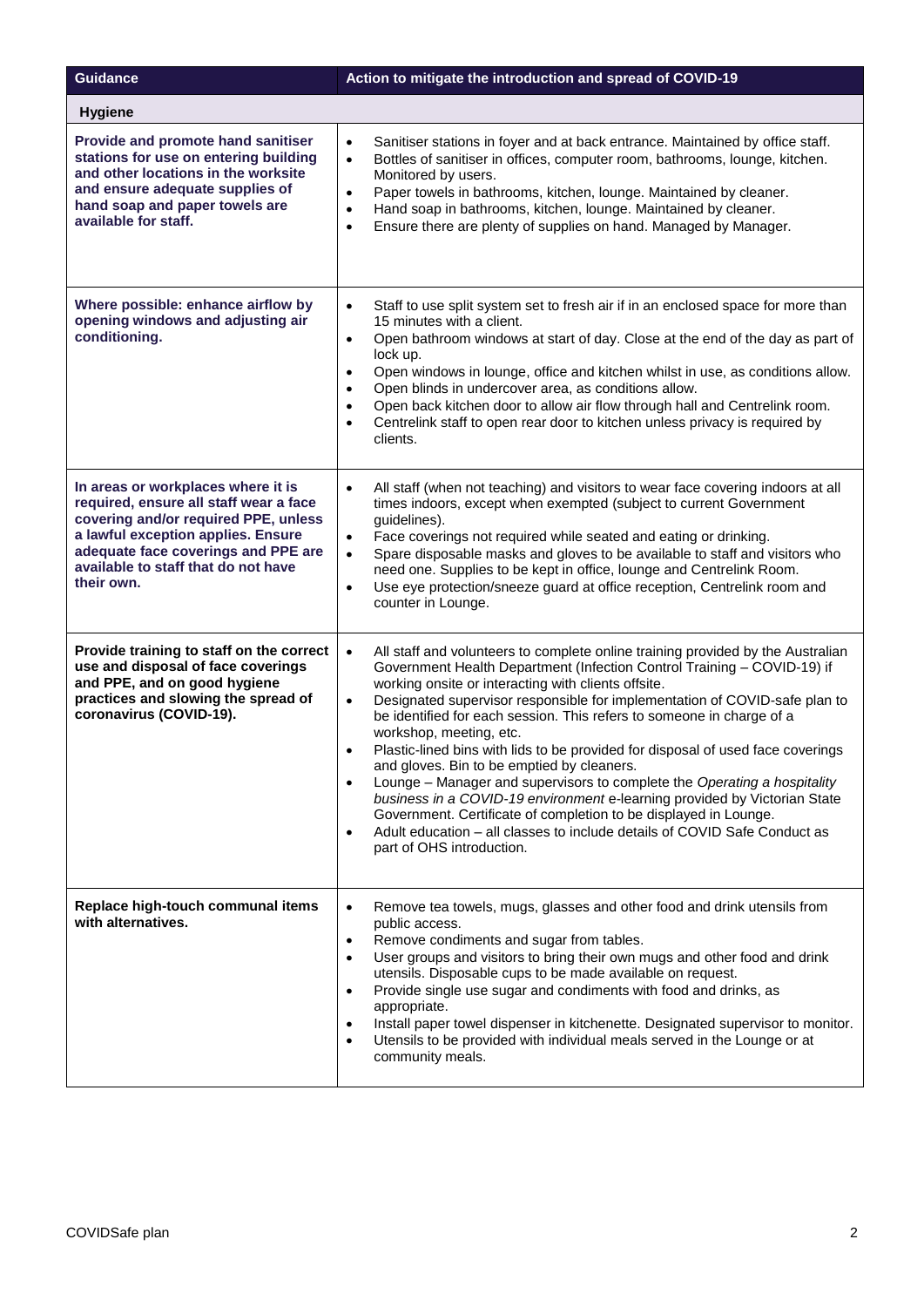| Guidance | Action to mitigate the introduction and spread of COVID-19 |
|---|---|
| **Hygiene** | |
| **Provide and promote hand sanitiser stations for use on entering building and other locations in the worksite and ensure adequate supplies of hand soap and paper towels are available for staff.** | • Sanitiser stations in foyer and at back entrance. Maintained by office staff.<br>• Bottles of sanitiser in offices, computer room, bathrooms, lounge, kitchen. Monitored by users.<br>• Paper towels in bathrooms, kitchen, lounge. Maintained by cleaner.<br>• Hand soap in bathrooms, kitchen, lounge. Maintained by cleaner.<br>• Ensure there are plenty of supplies on hand. Managed by Manager. |
| **Where possible: enhance airflow by opening windows and adjusting air conditioning.** | • Staff to use split system set to fresh air if in an enclosed space for more than 15 minutes with a client.<br>• Open bathroom windows at start of day. Close at the end of the day as part of lock up.<br>• Open windows in lounge, office and kitchen whilst in use, as conditions allow.<br>• Open blinds in undercover area, as conditions allow.<br>• Open back kitchen door to allow air flow through hall and Centrelink room.<br>• Centrelink staff to open rear door to kitchen unless privacy is required by clients. |
| **In areas or workplaces where it is required, ensure all staff wear a face covering and/or required PPE, unless a lawful exception applies. Ensure adequate face coverings and PPE are available to staff that do not have their own.** | • All staff (when not teaching) and visitors to wear face covering indoors at all times indoors, except when exempted (subject to current Government guidelines).<br>• Face coverings not required while seated and eating or drinking.<br>• Spare disposable masks and gloves to be available to staff and visitors who need one. Supplies to be kept in office, lounge and Centrelink Room.<br>• Use eye protection/sneeze guard at office reception, Centrelink room and counter in Lounge. |
| **Provide training to staff on the correct use and disposal of face coverings and PPE, and on good hygiene practices and slowing the spread of coronavirus (COVID-19).** | • All staff and volunteers to complete online training provided by the Australian Government Health Department (Infection Control Training – COVID-19) if working onsite or interacting with clients offsite.<br>• Designated supervisor responsible for implementation of COVID-safe plan to be identified for each session. This refers to someone in charge of a workshop, meeting, etc.<br>• Plastic-lined bins with lids to be provided for disposal of used face coverings and gloves. Bin to be emptied by cleaners.<br>• Lounge – Manager and supervisors to complete the *Operating a hospitality business in a COVID-19 environment* e-learning provided by Victorian State Government. Certificate of completion to be displayed in Lounge.<br>• Adult education – all classes to include details of COVID Safe Conduct as part of OHS introduction. |
| **Replace high-touch communal items with alternatives.** | • Remove tea towels, mugs, glasses and other food and drink utensils from public access.<br>• Remove condiments and sugar from tables.<br>• User groups and visitors to bring their own mugs and other food and drink utensils. Disposable cups to be made available on request.<br>• Provide single use sugar and condiments with food and drinks, as appropriate.<br>• Install paper towel dispenser in kitchenette. Designated supervisor to monitor.<br>• Utensils to be provided with individual meals served in the Lounge or at community meals. |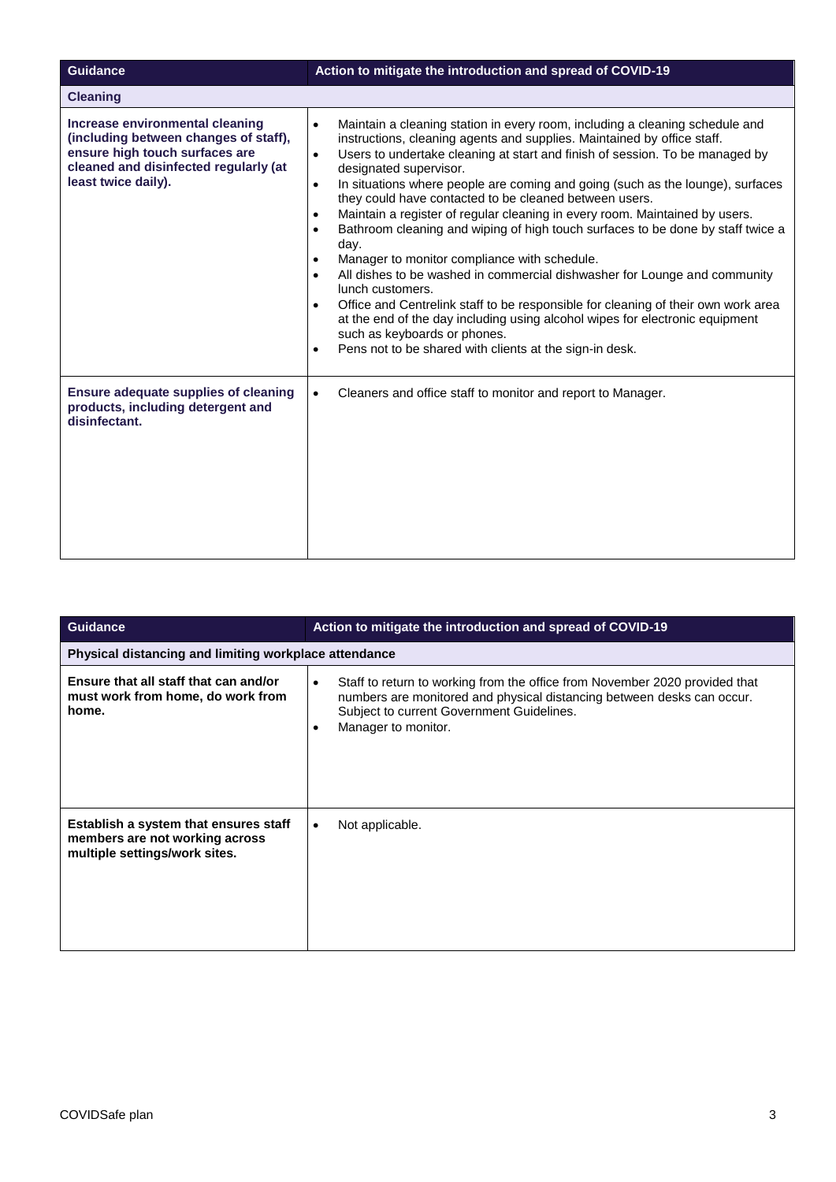| Guidance | Action to mitigate the introduction and spread of COVID-19 |
|---|---|
| **Cleaning** | |
| **Increase environmental cleaning (including between changes of staff), ensure high touch surfaces are cleaned and disinfected regularly (at least twice daily).** | • Maintain a cleaning station in every room, including a cleaning schedule and instructions, cleaning agents and supplies. Maintained by office staff.<br>• Users to undertake cleaning at start and finish of session. To be managed by designated supervisor.<br>• In situations where people are coming and going (such as the lounge), surfaces they could have contacted to be cleaned between users.<br>• Maintain a register of regular cleaning in every room. Maintained by users.<br>• Bathroom cleaning and wiping of high touch surfaces to be done by staff twice a day.<br>• Manager to monitor compliance with schedule.<br>• All dishes to be washed in commercial dishwasher for Lounge and community lunch customers.<br>• Office and Centrelink staff to be responsible for cleaning of their own work area at the end of the day including using alcohol wipes for electronic equipment such as keyboards or phones.<br>• Pens not to be shared with clients at the sign-in desk. |
| **Ensure adequate supplies of cleaning products, including detergent and disinfectant.** | • Cleaners and office staff to monitor and report to Manager. |

| Guidance | Action to mitigate the introduction and spread of COVID-19 |
|---|---|
| **Physical distancing and limiting workplace attendance** | |
| **Ensure that all staff that can and/or must work from home, do work from home.** | • Staff to return to working from the office from November 2020 provided that numbers are monitored and physical distancing between desks can occur. Subject to current Government Guidelines.<br>• Manager to monitor. |
| **Establish a system that ensures staff members are not working across multiple settings/work sites.** | • Not applicable. |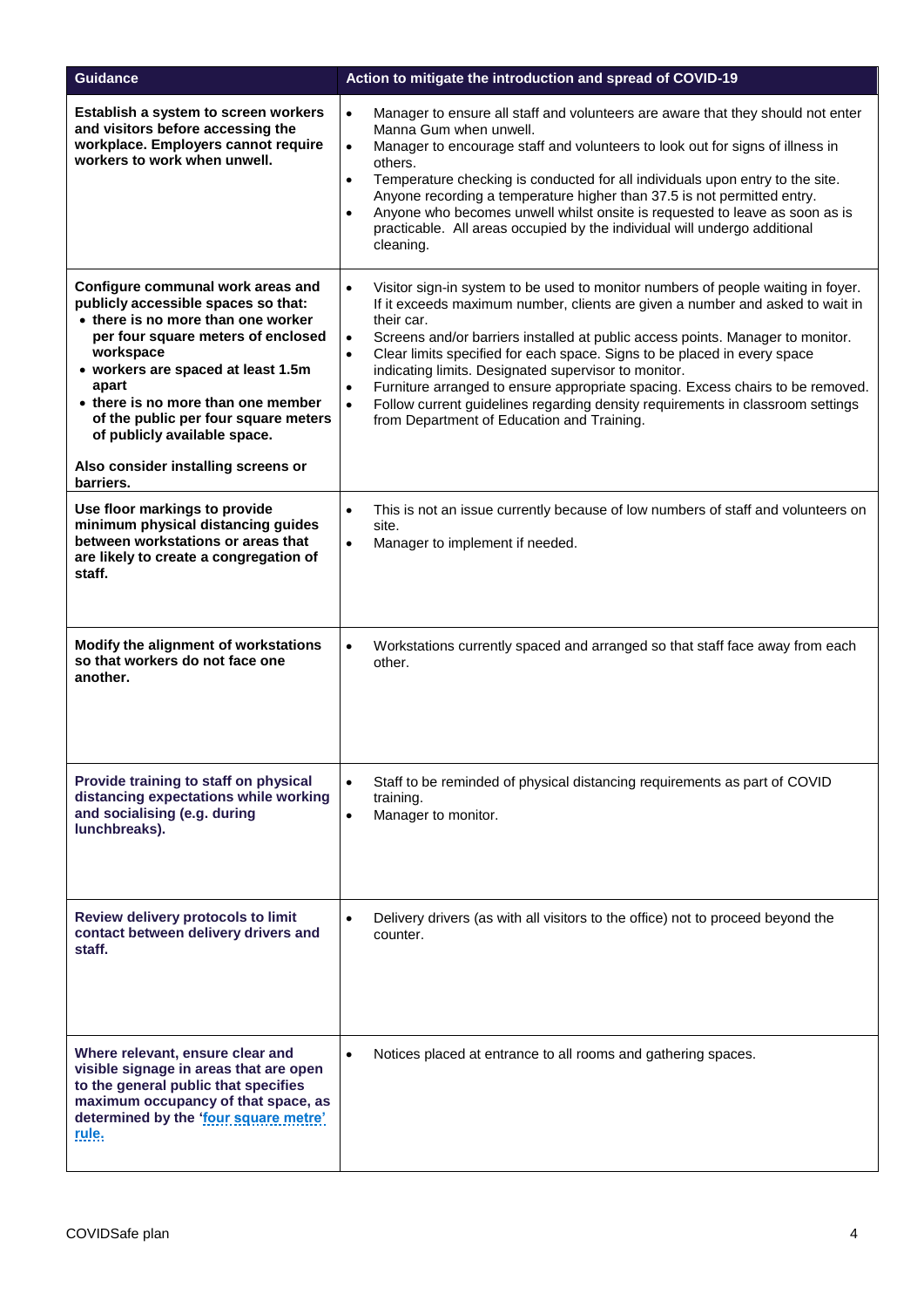| Guidance | Action to mitigate the introduction and spread of COVID-19 |
|---|---|
| **Establish a system to screen workers and visitors before accessing the workplace. Employers cannot require workers to work when unwell.** | • Manager to ensure all staff and volunteers are aware that they should not enter Manna Gum when unwell.<br>• Manager to encourage staff and volunteers to look out for signs of illness in others.<br>• Temperature checking is conducted for all individuals upon entry to the site. Anyone recording a temperature higher than 37.5 is not permitted entry.<br>• Anyone who becomes unwell whilst onsite is requested to leave as soon as is practicable. All areas occupied by the individual will undergo additional cleaning. |
| **Configure communal work areas and publicly accessible spaces so that:**<br>• **there is no more than one worker per four square meters of enclosed workspace**<br>• **workers are spaced at least 1.5m apart**<br>• **there is no more than one member of the public per four square meters of publicly available space.**<br><br>**Also consider installing screens or barriers.** | • Visitor sign-in system to be used to monitor numbers of people waiting in foyer. If it exceeds maximum number, clients are given a number and asked to wait in their car.<br>• Screens and/or barriers installed at public access points. Manager to monitor.<br>• Clear limits specified for each space. Signs to be placed in every space indicating limits. Designated supervisor to monitor.<br>• Furniture arranged to ensure appropriate spacing. Excess chairs to be removed.<br>• Follow current guidelines regarding density requirements in classroom settings from Department of Education and Training. |
| **Use floor markings to provide minimum physical distancing guides between workstations or areas that are likely to create a congregation of staff.** | • This is not an issue currently because of low numbers of staff and volunteers on site.<br>• Manager to implement if needed. |
| **Modify the alignment of workstations so that workers do not face one another.** | • Workstations currently spaced and arranged so that staff face away from each other. |
| **Provide training to staff on physical distancing expectations while working and socialising (e.g. during lunchbreaks).** | • Staff to be reminded of physical distancing requirements as part of COVID training.<br>• Manager to monitor. |
| **Review delivery protocols to limit contact between delivery drivers and staff.** | • Delivery drivers (as with all visitors to the office) not to proceed beyond the counter. |
| **Where relevant, ensure clear and visible signage in areas that are open to the general public that specifies maximum occupancy of that space, as determined by the 'four square metre' rule.** | • Notices placed at entrance to all rooms and gathering spaces. |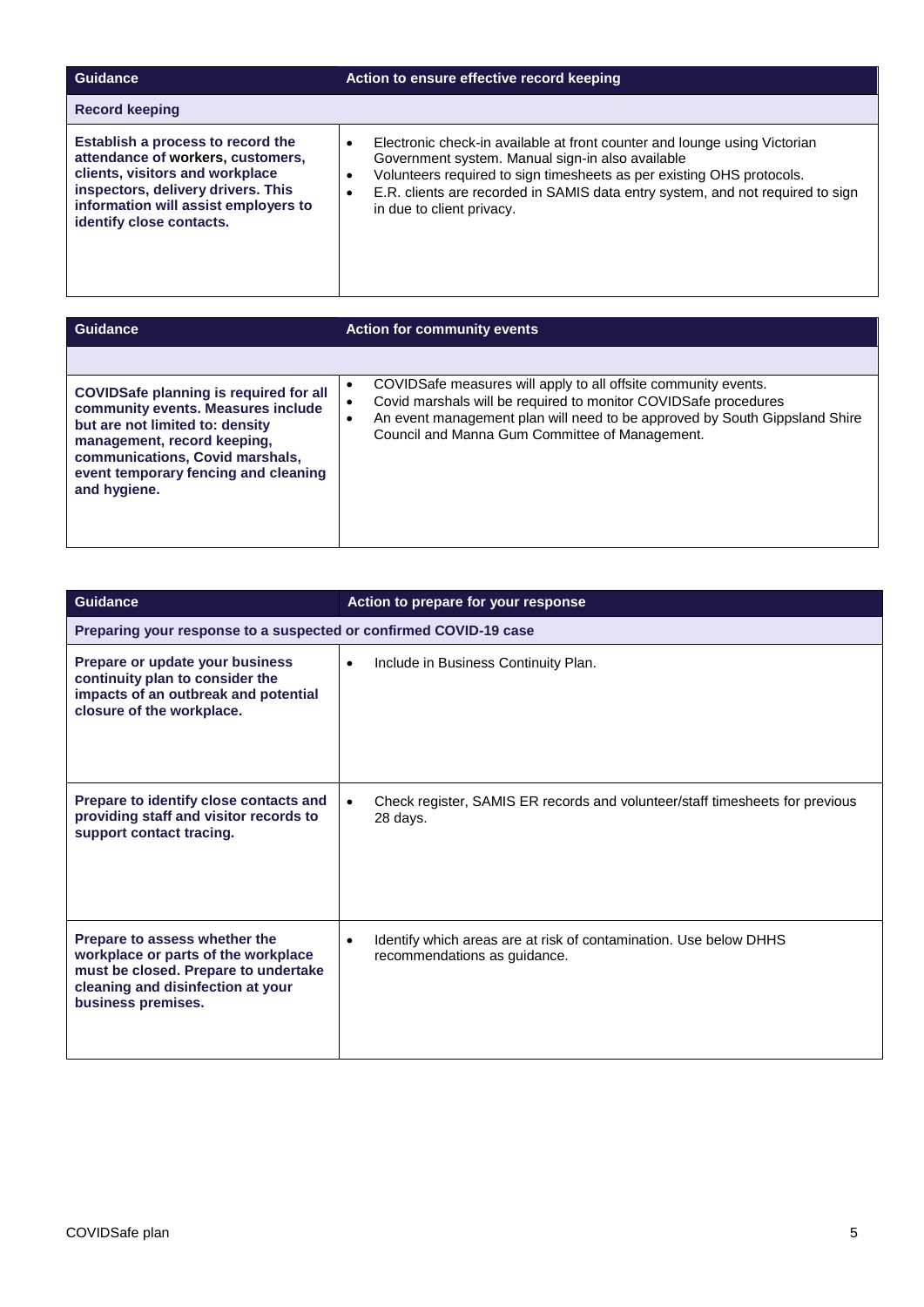| Guidance | Action to ensure effective record keeping |
| --- | --- |
| **Record keeping** | |
| **Establish a process to record the attendance of workers, customers, clients, visitors and workplace inspectors, delivery drivers. This information will assist employers to identify close contacts.** | • Electronic check-in available at front counter and lounge using Victorian Government system. Manual sign-in also available<br>• Volunteers required to sign timesheets as per existing OHS protocols.<br>• E.R. clients are recorded in SAMIS data entry system, and not required to sign in due to client privacy. |

| Guidance | Action for community events |
| --- | --- |
| | |
| **COVIDSafe planning is required for all community events. Measures include but are not limited to: density management, record keeping, communications, Covid marshals, event temporary fencing and cleaning and hygiene.** | • COVIDSafe measures will apply to all offsite community events.<br>• Covid marshals will be required to monitor COVIDSafe procedures<br>• An event management plan will need to be approved by South Gippsland Shire Council and Manna Gum Committee of Management. |

| Guidance | Action to prepare for your response |
| --- | --- |
| **Preparing your response to a suspected or confirmed COVID-19 case** | |
| **Prepare or update your business continuity plan to consider the impacts of an outbreak and potential closure of the workplace.** | • Include in Business Continuity Plan. |
| **Prepare to identify close contacts and providing staff and visitor records to support contact tracing.** | • Check register, SAMIS ER records and volunteer/staff timesheets for previous 28 days. |
| **Prepare to assess whether the workplace or parts of the workplace must be closed. Prepare to undertake cleaning and disinfection at your business premises.** | • Identify which areas are at risk of contamination. Use below DHHS recommendations as guidance. |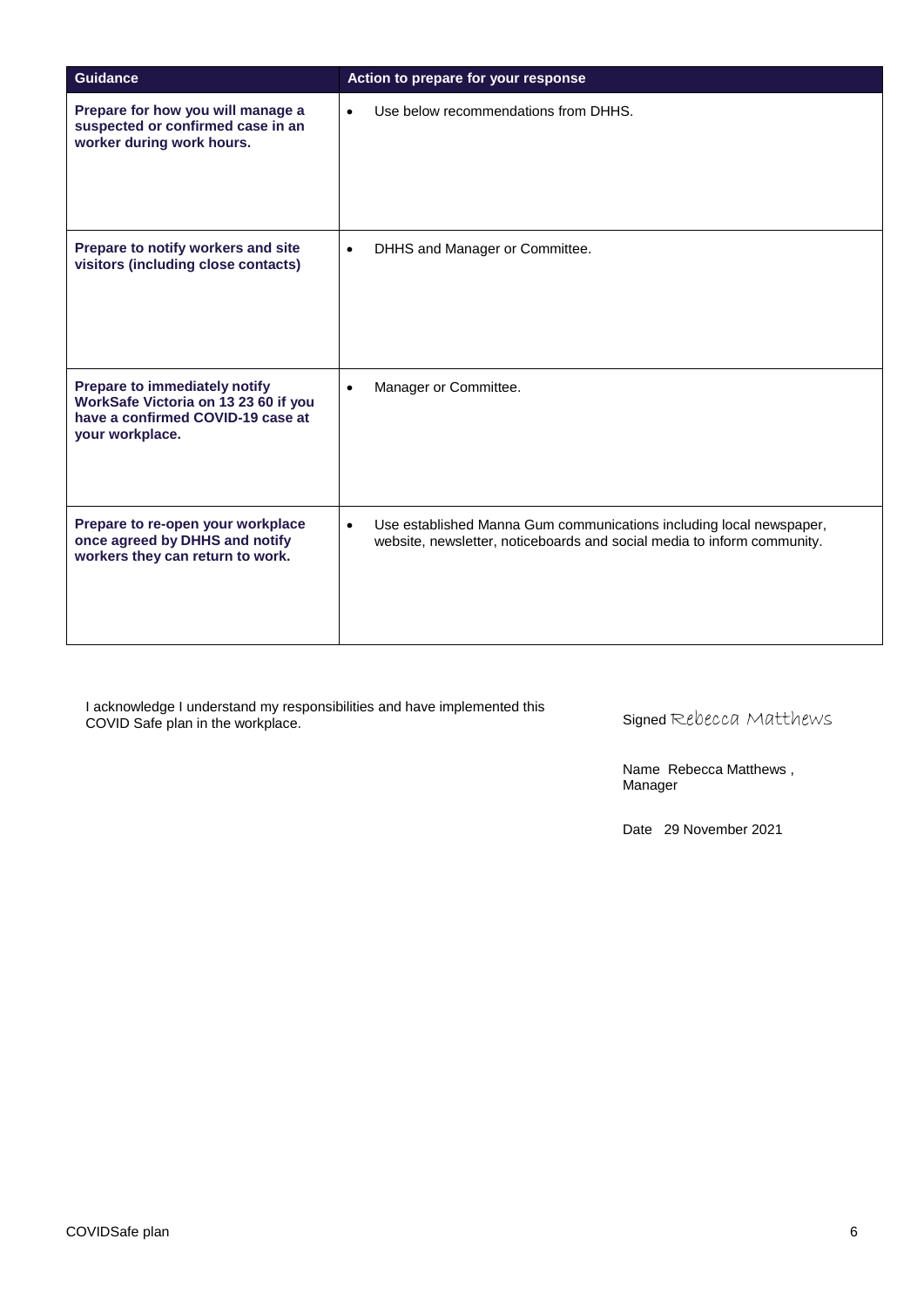| Guidance | Action to prepare for your response |
|---|---|
| **Prepare for how you will manage a suspected or confirmed case in an worker during work hours.** | • Use below recommendations from DHHS. |
| **Prepare to notify workers and site visitors (including close contacts)** | • DHHS and Manager or Committee. |
| **Prepare to immediately notify WorkSafe Victoria on 13 23 60 if you have a confirmed COVID-19 case at your workplace.** | • Manager or Committee. |
| **Prepare to re-open your workplace once agreed by DHHS and notify workers they can return to work.** | • Use established Manna Gum communications including local newspaper, website, newsletter, noticeboards and social media to inform community. |

I acknowledge I understand my responsibilities and have implemented this COVID Safe plan in the workplace.

Signed Rebecca Matthews

Name Rebecca Matthews , Manager

Date 29 November 2021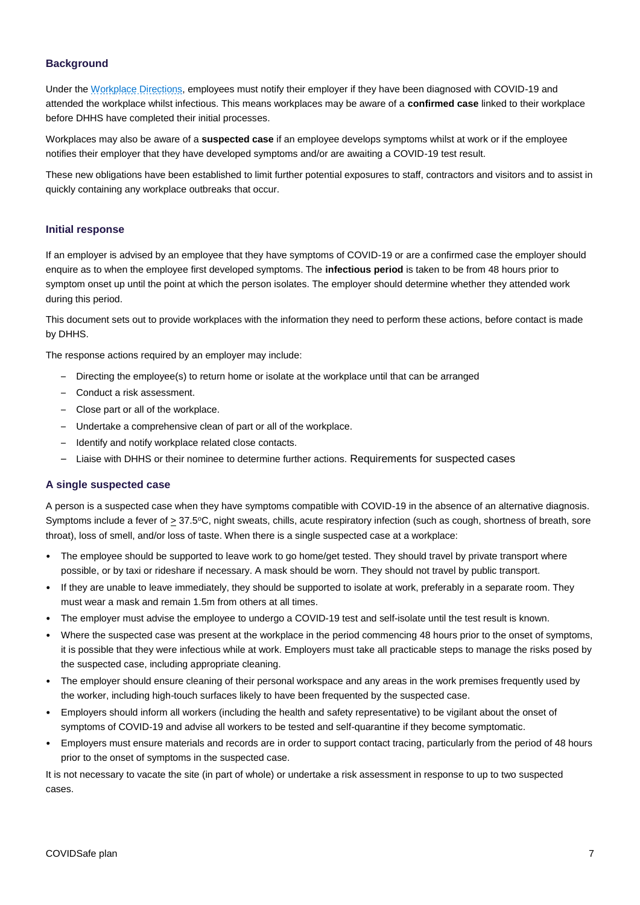### Background

Under the Workplace Directions, employees must notify their employer if they have been diagnosed with COVID-19 and attended the workplace whilst infectious. This means workplaces may be aware of a **confirmed case** linked to their workplace before DHHS have completed their initial processes.

Workplaces may also be aware of a **suspected case** if an employee develops symptoms whilst at work or if the employee notifies their employer that they have developed symptoms and/or are awaiting a COVID-19 test result.

These new obligations have been established to limit further potential exposures to staff, contractors and visitors and to assist in quickly containing any workplace outbreaks that occur.

### Initial response

If an employer is advised by an employee that they have symptoms of COVID-19 or are a confirmed case the employer should enquire as to when the employee first developed symptoms. The **infectious period** is taken to be from 48 hours prior to symptom onset up until the point at which the person isolates. The employer should determine whether they attended work during this period.

This document sets out to provide workplaces with the information they need to perform these actions, before contact is made by DHHS.

The response actions required by an employer may include:

- Directing the employee(s) to return home or isolate at the workplace until that can be arranged
- Conduct a risk assessment.
- Close part or all of the workplace.
- Undertake a comprehensive clean of part or all of the workplace.
- Identify and notify workplace related close contacts.
- Liaise with DHHS or their nominee to determine further actions. Requirements for suspected cases

### A single suspected case

A person is a suspected case when they have symptoms compatible with COVID-19 in the absence of an alternative diagnosis. Symptoms include a fever of $\geq$ 37.5°C, night sweats, chills, acute respiratory infection (such as cough, shortness of breath, sore throat), loss of smell, and/or loss of taste. When there is a single suspected case at a workplace:

- The employee should be supported to leave work to go home/get tested. They should travel by private transport where possible, or by taxi or rideshare if necessary. A mask should be worn. They should not travel by public transport.
- If they are unable to leave immediately, they should be supported to isolate at work, preferably in a separate room. They must wear a mask and remain 1.5m from others at all times.
- The employer must advise the employee to undergo a COVID-19 test and self-isolate until the test result is known.
- Where the suspected case was present at the workplace in the period commencing 48 hours prior to the onset of symptoms, it is possible that they were infectious while at work. Employers must take all practicable steps to manage the risks posed by the suspected case, including appropriate cleaning.
- The employer should ensure cleaning of their personal workspace and any areas in the work premises frequently used by the worker, including high-touch surfaces likely to have been frequented by the suspected case.
- Employers should inform all workers (including the health and safety representative) to be vigilant about the onset of symptoms of COVID-19 and advise all workers to be tested and self-quarantine if they become symptomatic.
- Employers must ensure materials and records are in order to support contact tracing, particularly from the period of 48 hours prior to the onset of symptoms in the suspected case.

It is not necessary to vacate the site (in part of whole) or undertake a risk assessment in response to up to two suspected cases.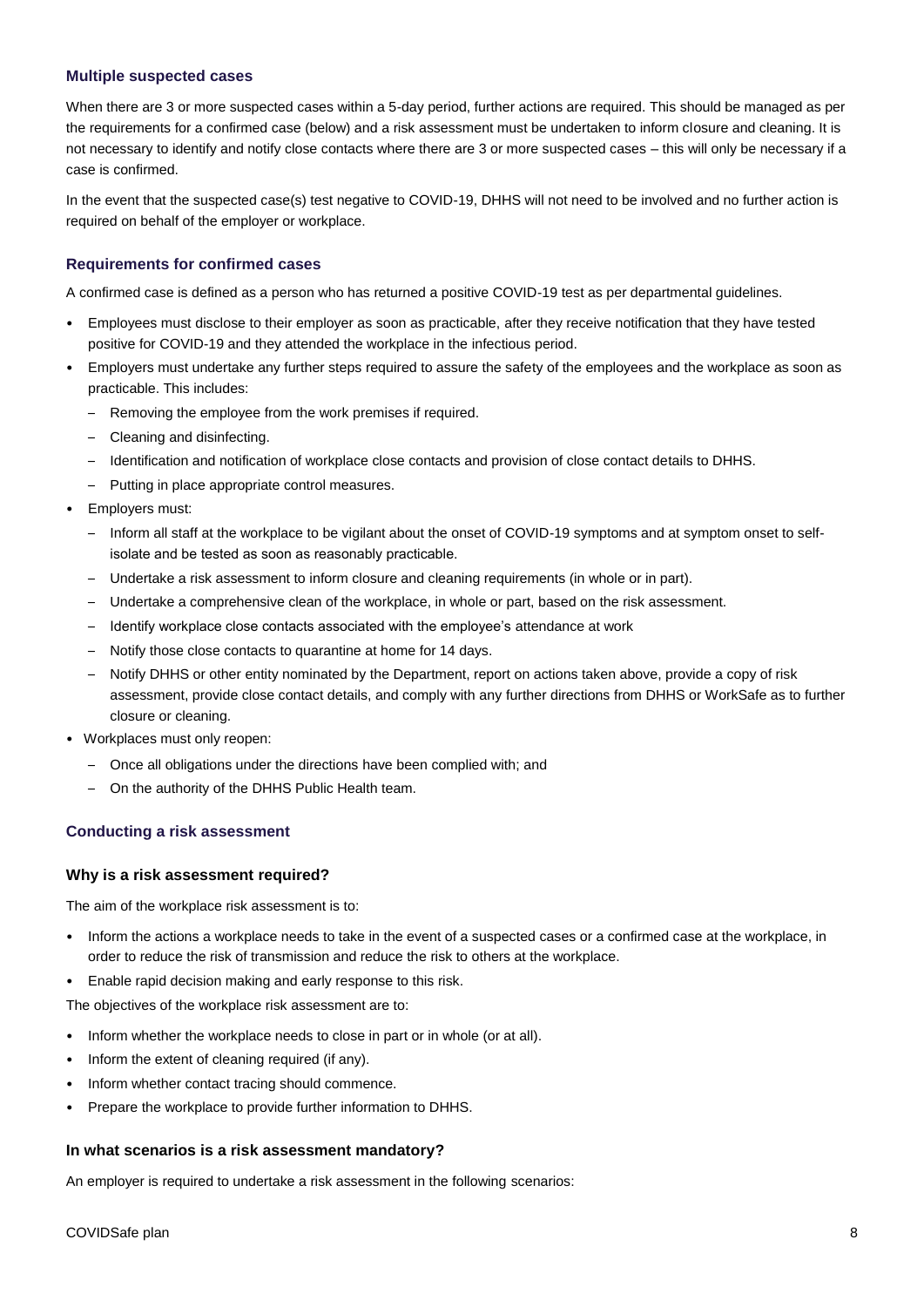### Multiple suspected cases

When there are 3 or more suspected cases within a 5-day period, further actions are required. This should be managed as per the requirements for a confirmed case (below) and a risk assessment must be undertaken to inform closure and cleaning. It is not necessary to identify and notify close contacts where there are 3 or more suspected cases – this will only be necessary if a case is confirmed.

In the event that the suspected case(s) test negative to COVID-19, DHHS will not need to be involved and no further action is required on behalf of the employer or workplace.

### Requirements for confirmed cases

A confirmed case is defined as a person who has returned a positive COVID-19 test as per departmental guidelines.

- Employees must disclose to their employer as soon as practicable, after they receive notification that they have tested positive for COVID-19 and they attended the workplace in the infectious period.
- Employers must undertake any further steps required to assure the safety of the employees and the workplace as soon as practicable. This includes:
  - Removing the employee from the work premises if required.
  - Cleaning and disinfecting.
  - Identification and notification of workplace close contacts and provision of close contact details to DHHS.
  - Putting in place appropriate control measures.
- Employers must:
  - Inform all staff at the workplace to be vigilant about the onset of COVID-19 symptoms and at symptom onset to self-isolate and be tested as soon as reasonably practicable.
  - Undertake a risk assessment to inform closure and cleaning requirements (in whole or in part).
  - Undertake a comprehensive clean of the workplace, in whole or part, based on the risk assessment.
  - Identify workplace close contacts associated with the employee's attendance at work
  - Notify those close contacts to quarantine at home for 14 days.
  - Notify DHHS or other entity nominated by the Department, report on actions taken above, provide a copy of risk assessment, provide close contact details, and comply with any further directions from DHHS or WorkSafe as to further closure or cleaning.
- Workplaces must only reopen:
  - Once all obligations under the directions have been complied with; and
  - On the authority of the DHHS Public Health team.

### Conducting a risk assessment

#### Why is a risk assessment required?

The aim of the workplace risk assessment is to:

- Inform the actions a workplace needs to take in the event of a suspected cases or a confirmed case at the workplace, in order to reduce the risk of transmission and reduce the risk to others at the workplace.
- Enable rapid decision making and early response to this risk.

The objectives of the workplace risk assessment are to:

- Inform whether the workplace needs to close in part or in whole (or at all).
- Inform the extent of cleaning required (if any).
- Inform whether contact tracing should commence.
- Prepare the workplace to provide further information to DHHS.

#### In what scenarios is a risk assessment mandatory?

An employer is required to undertake a risk assessment in the following scenarios: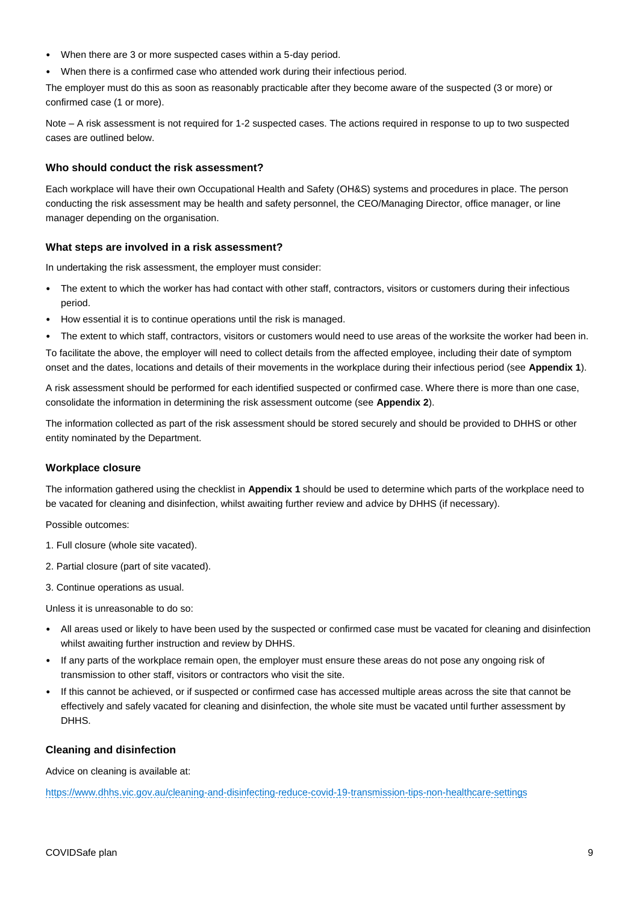- When there are 3 or more suspected cases within a 5-day period.
- When there is a confirmed case who attended work during their infectious period.

The employer must do this as soon as reasonably practicable after they become aware of the suspected (3 or more) or confirmed case (1 or more).

Note – A risk assessment is not required for 1-2 suspected cases. The actions required in response to up to two suspected cases are outlined below.

### Who should conduct the risk assessment?

Each workplace will have their own Occupational Health and Safety (OH&S) systems and procedures in place. The person conducting the risk assessment may be health and safety personnel, the CEO/Managing Director, office manager, or line manager depending on the organisation.

### What steps are involved in a risk assessment?

In undertaking the risk assessment, the employer must consider:

- The extent to which the worker has had contact with other staff, contractors, visitors or customers during their infectious period.
- How essential it is to continue operations until the risk is managed.
- The extent to which staff, contractors, visitors or customers would need to use areas of the worksite the worker had been in.

To facilitate the above, the employer will need to collect details from the affected employee, including their date of symptom onset and the dates, locations and details of their movements in the workplace during their infectious period (see **Appendix 1**).

A risk assessment should be performed for each identified suspected or confirmed case. Where there is more than one case, consolidate the information in determining the risk assessment outcome (see **Appendix 2**).

The information collected as part of the risk assessment should be stored securely and should be provided to DHHS or other entity nominated by the Department.

### Workplace closure

The information gathered using the checklist in **Appendix 1** should be used to determine which parts of the workplace need to be vacated for cleaning and disinfection, whilst awaiting further review and advice by DHHS (if necessary).

Possible outcomes:

1. Full closure (whole site vacated).
2. Partial closure (part of site vacated).
3. Continue operations as usual.

Unless it is unreasonable to do so:

- All areas used or likely to have been used by the suspected or confirmed case must be vacated for cleaning and disinfection whilst awaiting further instruction and review by DHHS.
- If any parts of the workplace remain open, the employer must ensure these areas do not pose any ongoing risk of transmission to other staff, visitors or contractors who visit the site.
- If this cannot be achieved, or if suspected or confirmed case has accessed multiple areas across the site that cannot be effectively and safely vacated for cleaning and disinfection, the whole site must be vacated until further assessment by DHHS.

### Cleaning and disinfection

Advice on cleaning is available at:

https://www.dhhs.vic.gov.au/cleaning-and-disinfecting-reduce-covid-19-transmission-tips-non-healthcare-settings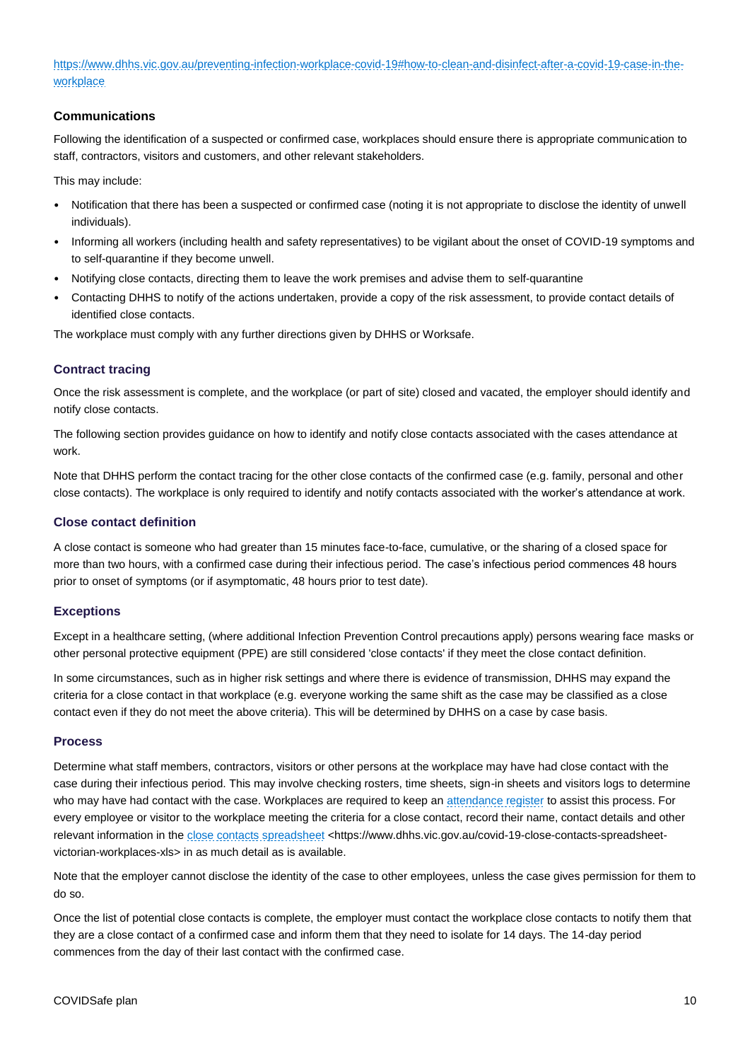[https://www.dhhs.vic.gov.au/preventing-infection-workplace-covid-19#how-to-clean-and-disinfect-after-a-covid-19-case-in-the-workplace](https://www.dhhs.vic.gov.au/preventing-infection-workplace-covid-19#how-to-clean-and-disinfect-after-a-covid-19-case-in-the-workplace)

### Communications

Following the identification of a suspected or confirmed case, workplaces should ensure there is appropriate communication to staff, contractors, visitors and customers, and other relevant stakeholders.

This may include:

- Notification that there has been a suspected or confirmed case (noting it is not appropriate to disclose the identity of unwell individuals).
- Informing all workers (including health and safety representatives) to be vigilant about the onset of COVID-19 symptoms and to self-quarantine if they become unwell.
- Notifying close contacts, directing them to leave the work premises and advise them to self-quarantine
- Contacting DHHS to notify of the actions undertaken, provide a copy of the risk assessment, to provide contact details of identified close contacts.

The workplace must comply with any further directions given by DHHS or Worksafe.

### Contract tracing

Once the risk assessment is complete, and the workplace (or part of site) closed and vacated, the employer should identify and notify close contacts.

The following section provides guidance on how to identify and notify close contacts associated with the cases attendance at work.

Note that DHHS perform the contact tracing for the other close contacts of the confirmed case (e.g. family, personal and other close contacts). The workplace is only required to identify and notify contacts associated with the worker's attendance at work.

### Close contact definition

A close contact is someone who had greater than 15 minutes face-to-face, cumulative, or the sharing of a closed space for more than two hours, with a confirmed case during their infectious period. The case's infectious period commences 48 hours prior to onset of symptoms (or if asymptomatic, 48 hours prior to test date).

### Exceptions

Except in a healthcare setting, (where additional Infection Prevention Control precautions apply) persons wearing face masks or other personal protective equipment (PPE) are still considered 'close contacts' if they meet the close contact definition.

In some circumstances, such as in higher risk settings and where there is evidence of transmission, DHHS may expand the criteria for a close contact in that workplace (e.g. everyone working the same shift as the case may be classified as a close contact even if they do not meet the above criteria). This will be determined by DHHS on a case by case basis.

### Process

Determine what staff members, contractors, visitors or other persons at the workplace may have had close contact with the case during their infectious period. This may involve checking rosters, time sheets, sign-in sheets and visitors logs to determine who may have had contact with the case. Workplaces are required to keep an attendance register to assist this process. For every employee or visitor to the workplace meeting the criteria for a close contact, record their name, contact details and other relevant information in the close contacts spreadsheet <https://www.dhhs.vic.gov.au/covid-19-close-contacts-spreadsheet-victorian-workplaces-xls> in as much detail as is available.

Note that the employer cannot disclose the identity of the case to other employees, unless the case gives permission for them to do so.

Once the list of potential close contacts is complete, the employer must contact the workplace close contacts to notify them that they are a close contact of a confirmed case and inform them that they need to isolate for 14 days. The 14-day period commences from the day of their last contact with the confirmed case.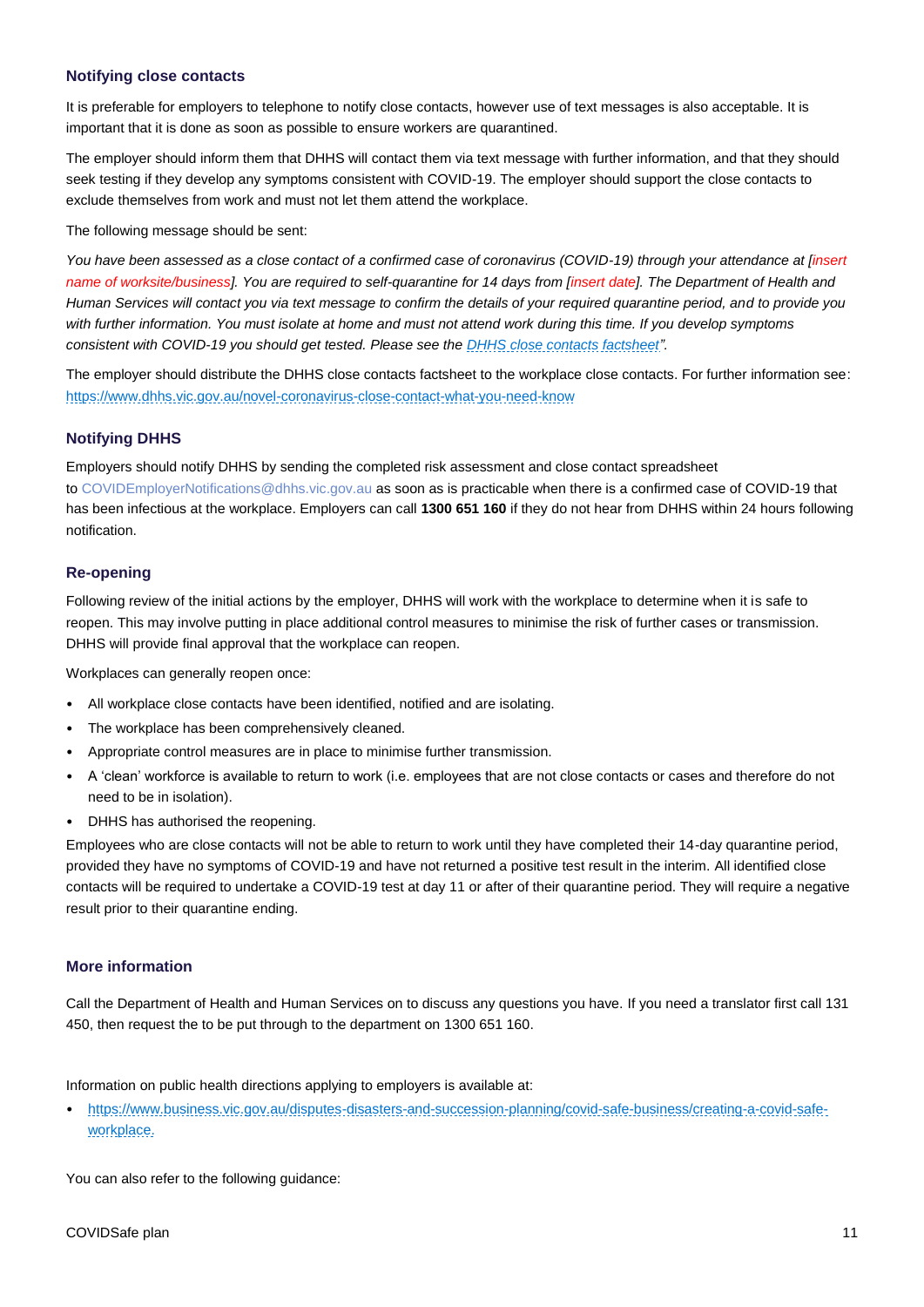### Notifying close contacts

It is preferable for employers to telephone to notify close contacts, however use of text messages is also acceptable. It is important that it is done as soon as possible to ensure workers are quarantined.

The employer should inform them that DHHS will contact them via text message with further information, and that they should seek testing if they develop any symptoms consistent with COVID-19. The employer should support the close contacts to exclude themselves from work and must not let them attend the workplace.

The following message should be sent:

*You have been assessed as a close contact of a confirmed case of coronavirus (COVID-19) through your attendance at [insert name of worksite/business]. You are required to self-quarantine for 14 days from [insert date]. The Department of Health and Human Services will contact you via text message to confirm the details of your required quarantine period, and to provide you with further information. You must isolate at home and must not attend work during this time. If you develop symptoms consistent with COVID-19 you should get tested. Please see the [DHHS close contacts factsheet](https://www.dhhs.vic.gov.au/novel-coronavirus-close-contact-what-you-need-know)".*

The employer should distribute the DHHS close contacts factsheet to the workplace close contacts. For further information see: [https://www.dhhs.vic.gov.au/novel-coronavirus-close-contact-what-you-need-know](https://www.dhhs.vic.gov.au/novel-coronavirus-close-contact-what-you-need-know)

### Notifying DHHS

Employers should notify DHHS by sending the completed risk assessment and close contact spreadsheet to COVIDEmployerNotifications@dhhs.vic.gov.au as soon as is practicable when there is a confirmed case of COVID-19 that has been infectious at the workplace. Employers can call **1300 651 160** if they do not hear from DHHS within 24 hours following notification.

### Re-opening

Following review of the initial actions by the employer, DHHS will work with the workplace to determine when it is safe to reopen. This may involve putting in place additional control measures to minimise the risk of further cases or transmission. DHHS will provide final approval that the workplace can reopen.

Workplaces can generally reopen once:

- All workplace close contacts have been identified, notified and are isolating.
- The workplace has been comprehensively cleaned.
- Appropriate control measures are in place to minimise further transmission.
- A 'clean' workforce is available to return to work (i.e. employees that are not close contacts or cases and therefore do not need to be in isolation).
- DHHS has authorised the reopening.

Employees who are close contacts will not be able to return to work until they have completed their 14-day quarantine period, provided they have no symptoms of COVID-19 and have not returned a positive test result in the interim. All identified close contacts will be required to undertake a COVID-19 test at day 11 or after of their quarantine period. They will require a negative result prior to their quarantine ending.

### More information

Call the Department of Health and Human Services on to discuss any questions you have. If you need a translator first call 131 450, then request the to be put through to the department on 1300 651 160.

Information on public health directions applying to employers is available at:

- [https://www.business.vic.gov.au/disputes-disasters-and-succession-planning/covid-safe-business/creating-a-covid-safe-workplace.](https://www.business.vic.gov.au/disputes-disasters-and-succession-planning/covid-safe-business/creating-a-covid-safe-workplace)

You can also refer to the following guidance: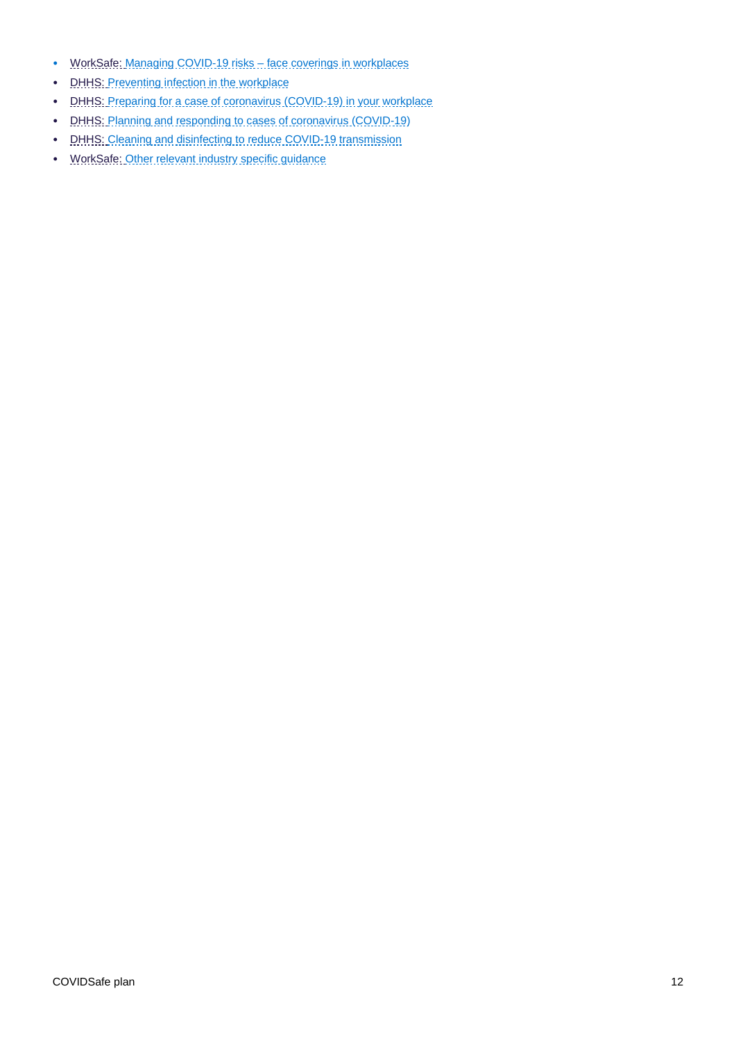- WorkSafe: Managing COVID-19 risks – face coverings in workplaces
- DHHS: Preventing infection in the workplace
- DHHS: Preparing for a case of coronavirus (COVID-19) in your workplace
- DHHS: Planning and responding to cases of coronavirus (COVID-19)
- DHHS: Cleaning and disinfecting to reduce COVID-19 transmission
- WorkSafe: Other relevant industry specific guidance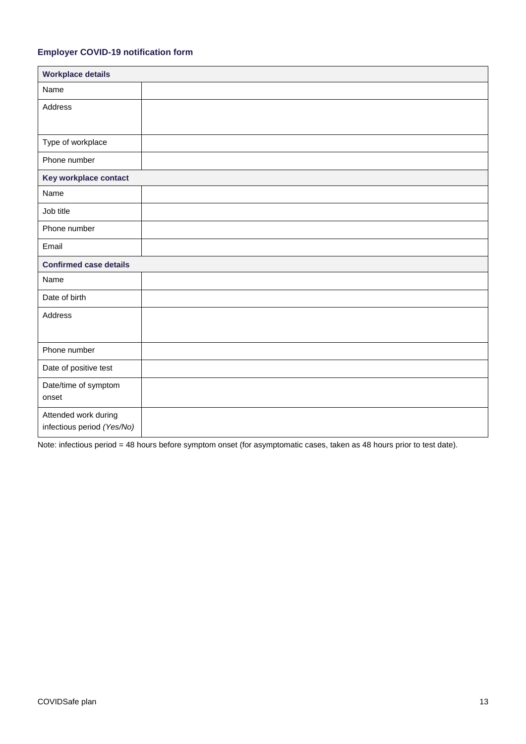### Employer COVID-19 notification form

| **Workplace details** | |
|---|---|
| Name | |
| Address | |
| Type of workplace | |
| Phone number | |
| **Key workplace contact** | |
| Name | |
| Job title | |
| Phone number | |
| Email | |
| **Confirmed case details** | |
| Name | |
| Date of birth | |
| Address | |
| Phone number | |
| Date of positive test | |
| Date/time of symptom onset | |
| Attended work during infectious period *(Yes/No)* | |

Note: infectious period = 48 hours before symptom onset (for asymptomatic cases, taken as 48 hours prior to test date).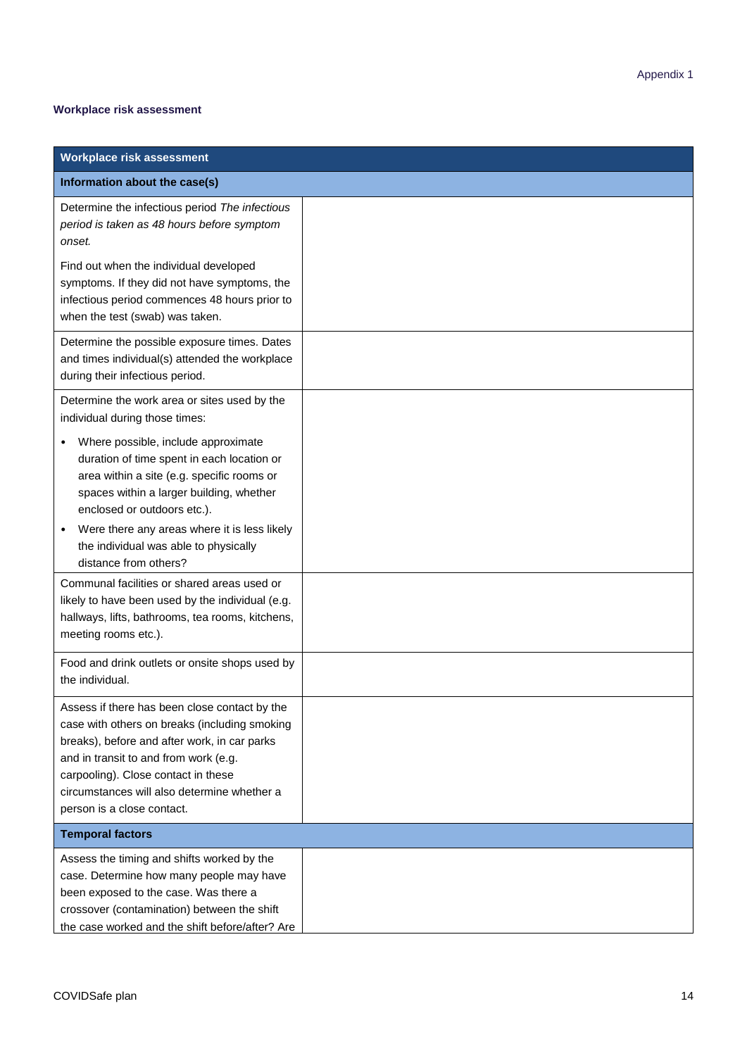Appendix 1

**Workplace risk assessment**

| **Workplace risk assessment** | |
|---|---|
| **Information about the case(s)** | |
| Determine the infectious period *The infectious period is taken as 48 hours before symptom onset.*<br><br>Find out when the individual developed symptoms. If they did not have symptoms, the infectious period commences 48 hours prior to when the test (swab) was taken. | |
| Determine the possible exposure times. Dates and times individual(s) attended the workplace during their infectious period. | |
| Determine the work area or sites used by the individual during those times:<br><br>• Where possible, include approximate duration of time spent in each location or area within a site (e.g. specific rooms or spaces within a larger building, whether enclosed or outdoors etc.).<br>• Were there any areas where it is less likely the individual was able to physically distance from others? | |
| Communal facilities or shared areas used or likely to have been used by the individual (e.g. hallways, lifts, bathrooms, tea rooms, kitchens, meeting rooms etc.). | |
| Food and drink outlets or onsite shops used by the individual. | |
| Assess if there has been close contact by the case with others on breaks (including smoking breaks), before and after work, in car parks and in transit to and from work (e.g. carpooling). Close contact in these circumstances will also determine whether a person is a close contact. | |
| **Temporal factors** | |
| Assess the timing and shifts worked by the case. Determine how many people may have been exposed to the case. Was there a crossover (contamination) between the shift the case worked and the shift before/after? Are | |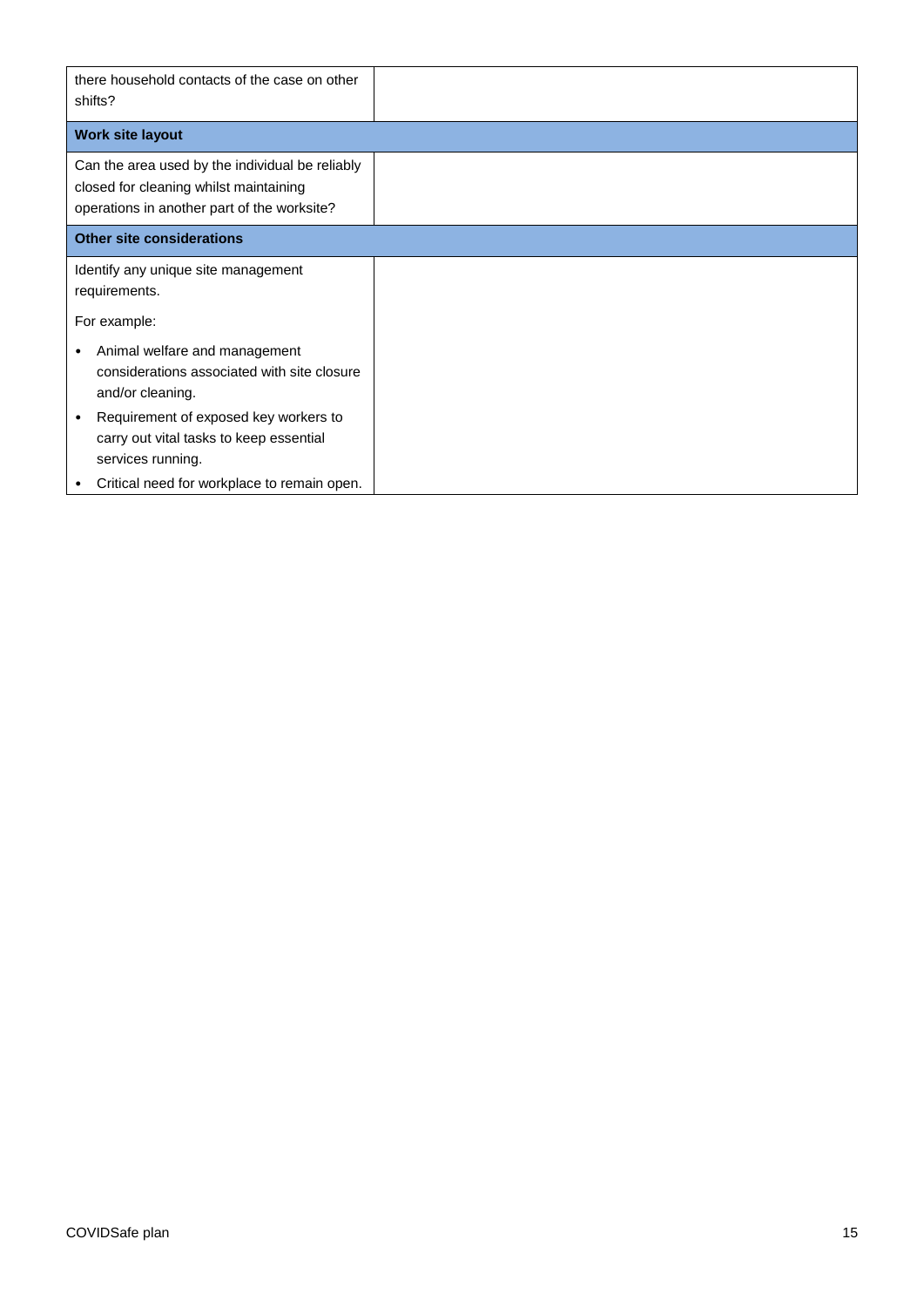| | |
|---|---|
| there household contacts of the case on other shifts? | |
| **Work site layout** | |
| Can the area used by the individual be reliably closed for cleaning whilst maintaining operations in another part of the worksite? | |
| **Other site considerations** | |
| Identify any unique site management requirements.<br><br>For example:<br><br>• Animal welfare and management considerations associated with site closure and/or cleaning.<br>• Requirement of exposed key workers to carry out vital tasks to keep essential services running.<br>• Critical need for workplace to remain open. | |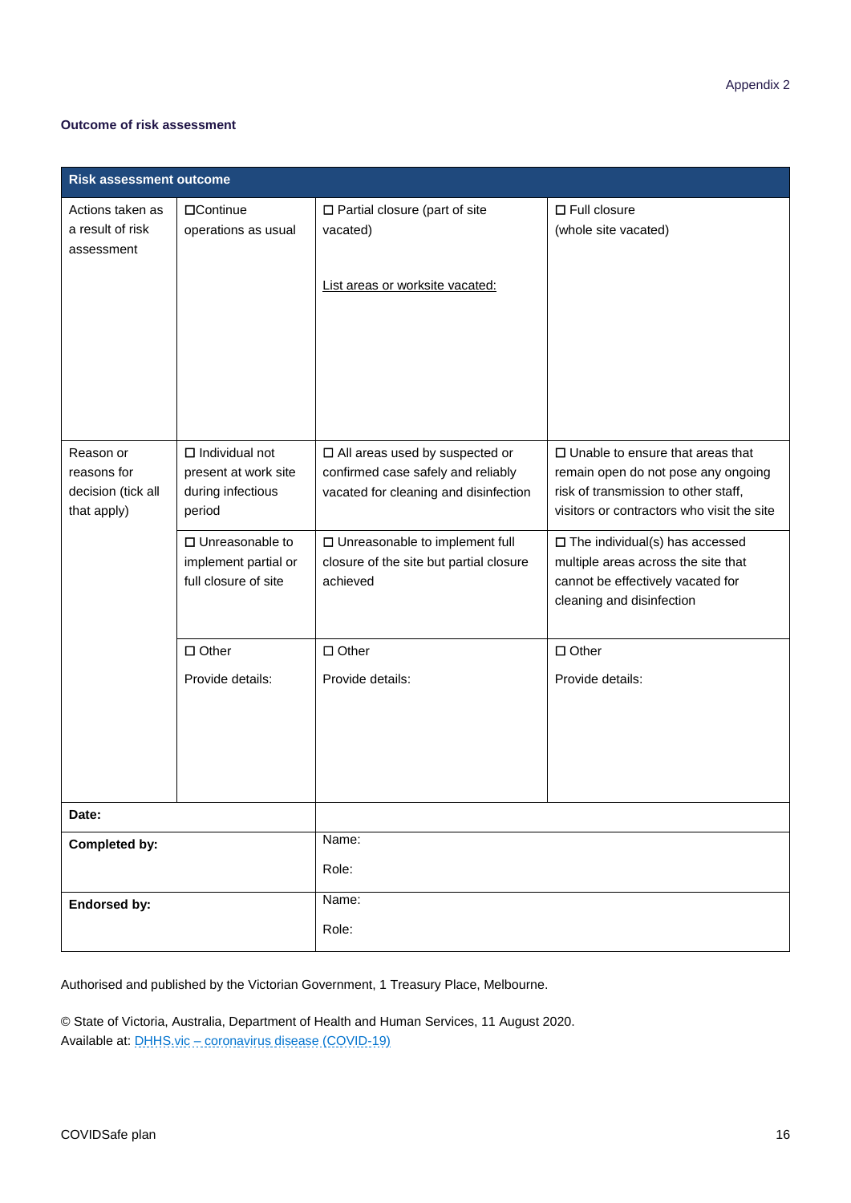Appendix 2

### Outcome of risk assessment

| Risk assessment outcome | | | |
|---|---|---|---|
| Actions taken as a result of risk assessment | ☐Continue operations as usual | ☐ Partial closure (part of site vacated)<br><br>List areas or worksite vacated: | ☐ Full closure (whole site vacated) |
| Reason or reasons for decision (tick all that apply) | ☐ Individual not present at work site during infectious period | ☐ All areas used by suspected or confirmed case safely and reliably vacated for cleaning and disinfection | ☐ Unable to ensure that areas that remain open do not pose any ongoing risk of transmission to other staff, visitors or contractors who visit the site |
| | ☐ Unreasonable to implement partial or full closure of site | ☐ Unreasonable to implement full closure of the site but partial closure achieved | ☐ The individual(s) has accessed multiple areas across the site that cannot be effectively vacated for cleaning and disinfection |
| | ☐ Other<br><br>Provide details: | ☐ Other<br><br>Provide details: | ☐ Other<br><br>Provide details: |
| **Date:** | | | |
| **Completed by:** | | Name:<br><br>Role: | |
| **Endorsed by:** | | Name:<br><br>Role: | |

Authorised and published by the Victorian Government, 1 Treasury Place, Melbourne.

© State of Victoria, Australia, Department of Health and Human Services, 11 August 2020.
Available at: DHHS.vic – coronavirus disease (COVID-19)